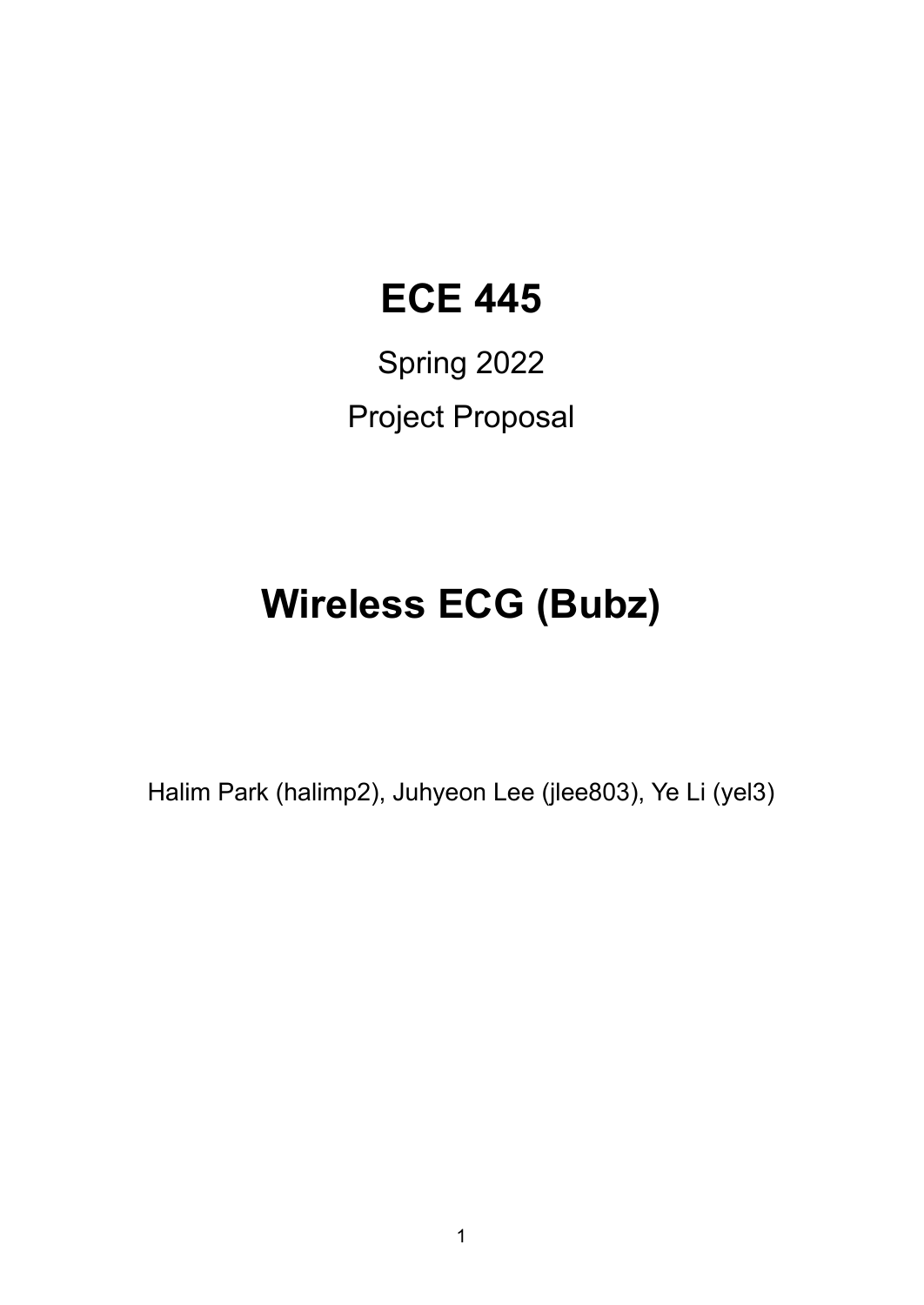# ECE 445

Spring 2022

Project Proposal

# Wireless ECG (Bubz)

Halim Park (halimp2), Juhyeon Lee (jlee803), Ye Li (yel3)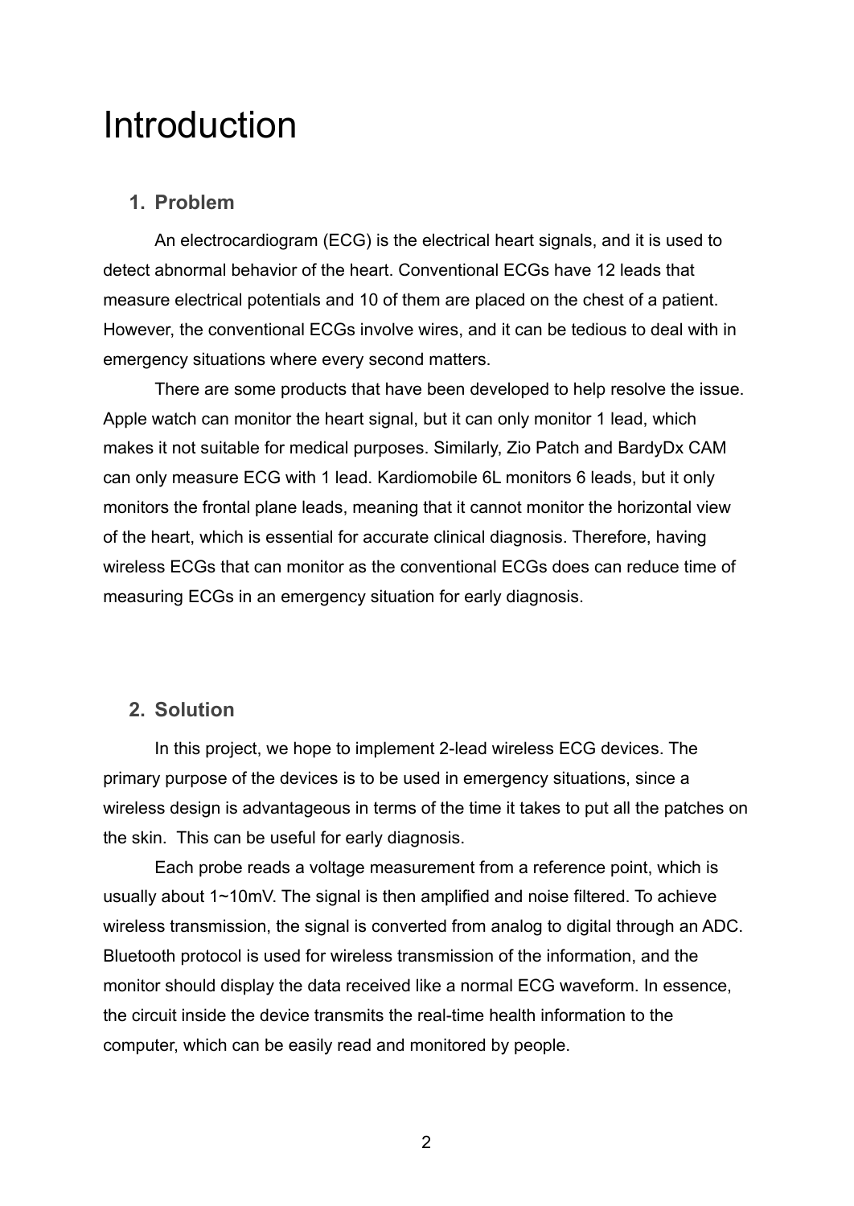# Introduction

## 1. Problem

An electrocardiogram (ECG) is the electrical heart signals, and it is used to detect abnormal behavior of the heart. Conventional ECGs have 12 leads that measure electrical potentials and 10 of them are placed on the chest of a patient. However, the conventional ECGs involve wires, and it can be tedious to deal with in emergency situations where every second matters.

There are some products that have been developed to help resolve the issue. Apple watch can monitor the heart signal, but it can only monitor 1 lead, which makes it not suitable for medical purposes. Similarly, Zio Patch and BardyDx CAM can only measure ECG with 1 lead. Kardiomobile 6L monitors 6 leads, but it only monitors the frontal plane leads, meaning that it cannot monitor the horizontal view of the heart, which is essential for accurate clinical diagnosis. Therefore, having wireless ECGs that can monitor as the conventional ECGs does can reduce time of measuring ECGs in an emergency situation for early diagnosis.

## 2. Solution

In this project, we hope to implement 2-lead wireless ECG devices. The primary purpose of the devices is to be used in emergency situations, since a wireless design is advantageous in terms of the time it takes to put all the patches on the skin. This can be useful for early diagnosis.

Each probe reads a voltage measurement from a reference point, which is usually about 1~10mV. The signal is then amplified and noise filtered. To achieve wireless transmission, the signal is converted from analog to digital through an ADC. Bluetooth protocol is used for wireless transmission of the information, and the monitor should display the data received like a normal ECG waveform. In essence, the circuit inside the device transmits the real-time health information to the computer, which can be easily read and monitored by people.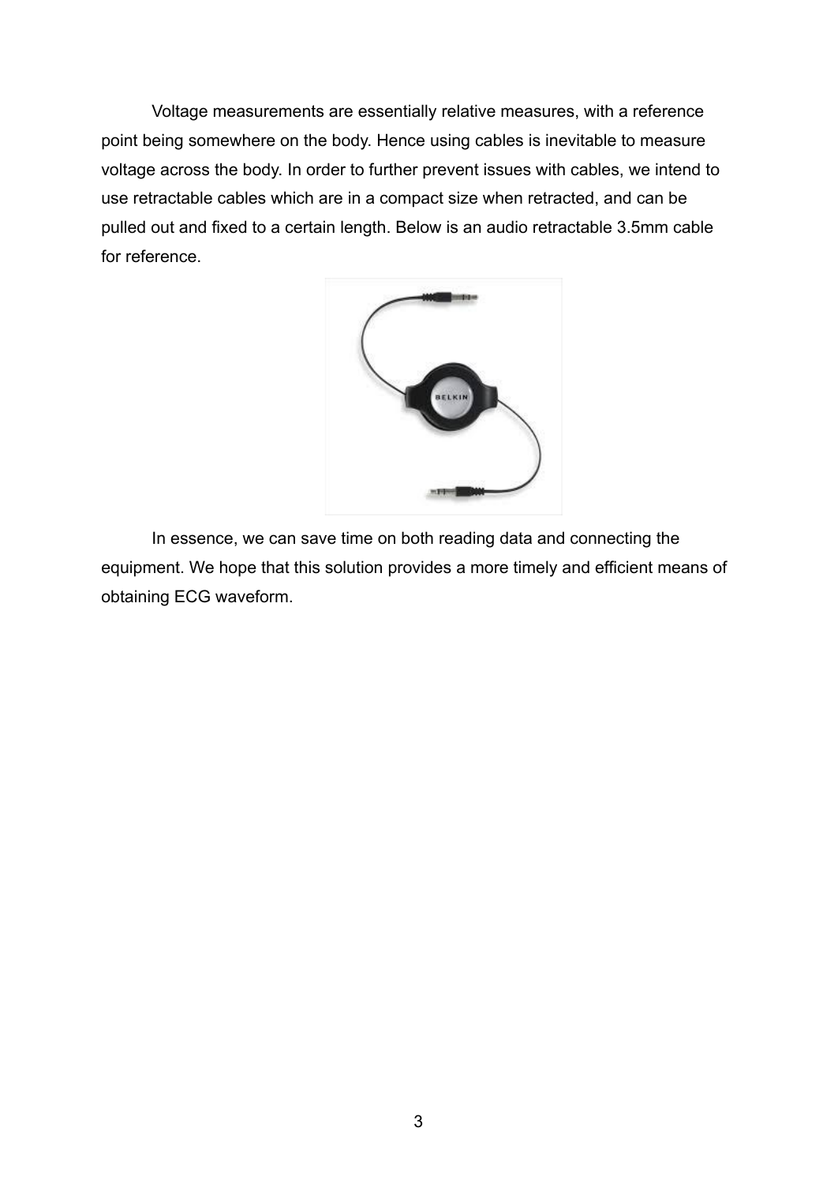Voltage measurements are essentially relative measures, with a reference point being somewhere on the body. Hence using cables is inevitable to measure voltage across the body. In order to further prevent issues with cables, we intend to use retractable cables which are in a compact size when retracted, and can be pulled out and fixed to a certain length. Below is an audio retractable 3.5mm cable for reference.

In essence, we can save time on both reading data and connecting the equipment. We hope that this solution provides a more timely and efficient means of obtaining ECG waveform.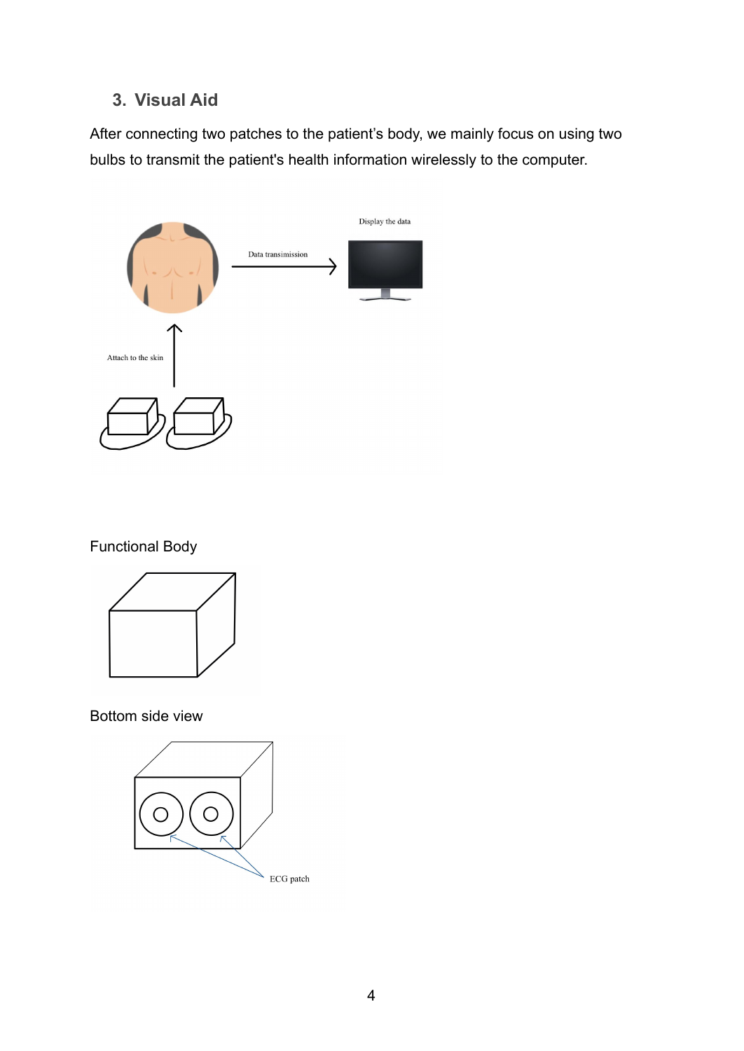## 3. Visual Aid

After connecting two patches to the patient's body, we mainly focus on using two bulbs to transmit the patient's health information wirelessly to the computer.

Functional Body

Bottom side view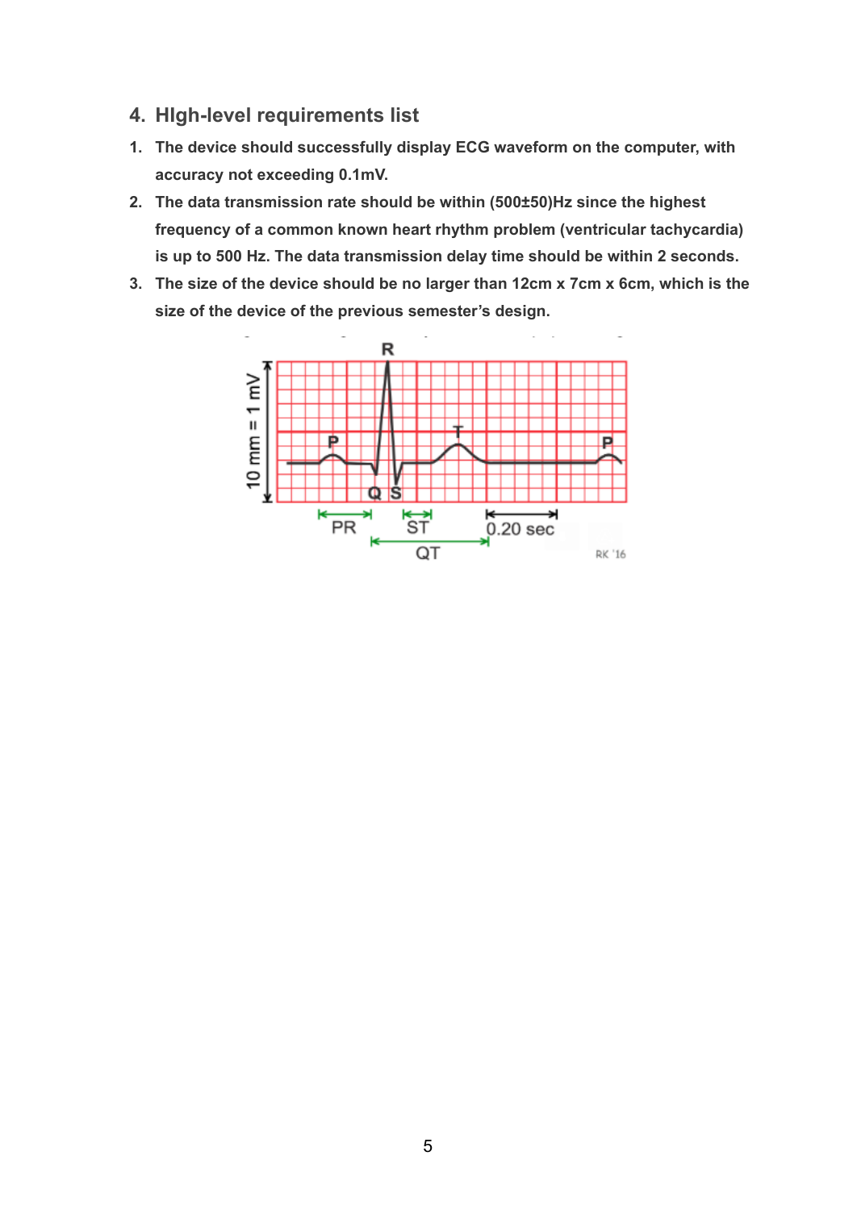## 4. HIgh-level requirements list

1. **The device should successfully display ECG waveform on the computer, with accuracy not exceeding 0.1mV.**
2. **The data transmission rate should be within (500±50)Hz since the highest frequency of a common known heart rhythm problem (ventricular tachycardia) is up to 500 Hz. The data transmission delay time should be within 2 seconds.**
3. **The size of the device should be no larger than 12cm x 7cm x 6cm, which is the size of the device of the previous semester's design.**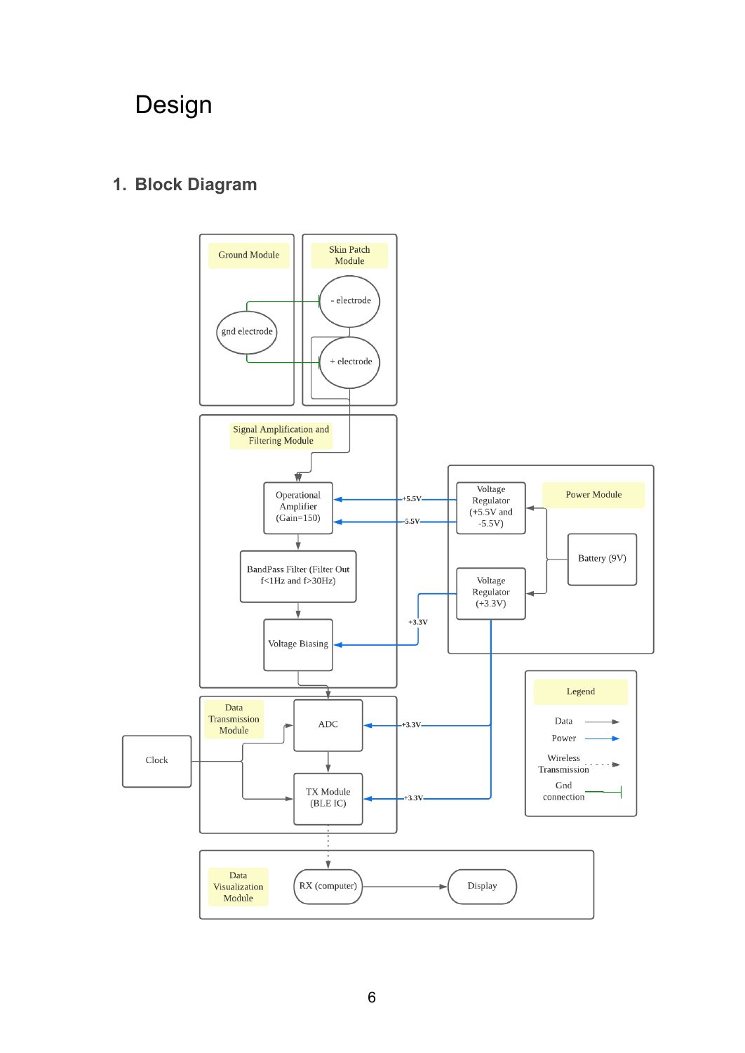# Design

## 1. Block Diagram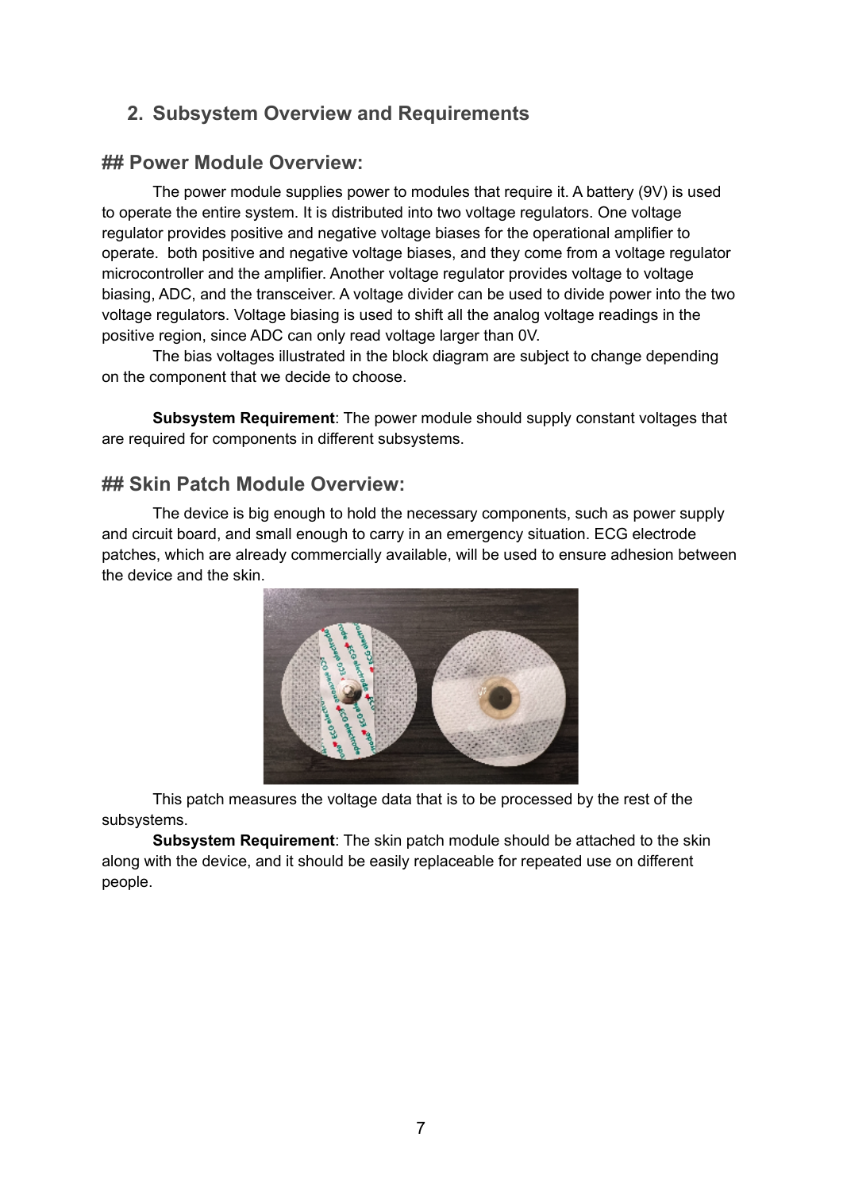## 2. Subsystem Overview and Requirements

## ## Power Module Overview:

The power module supplies power to modules that require it. A battery (9V) is used to operate the entire system. It is distributed into two voltage regulators. One voltage regulator provides positive and negative voltage biases for the operational amplifier to operate.  both positive and negative voltage biases, and they come from a voltage regulator microcontroller and the amplifier. Another voltage regulator provides voltage to voltage biasing, ADC, and the transceiver. A voltage divider can be used to divide power into the two voltage regulators. Voltage biasing is used to shift all the analog voltage readings in the positive region, since ADC can only read voltage larger than 0V.

The bias voltages illustrated in the block diagram are subject to change depending on the component that we decide to choose.

**Subsystem Requirement**: The power module should supply constant voltages that are required for components in different subsystems.

## ## Skin Patch Module Overview:

The device is big enough to hold the necessary components, such as power supply and circuit board, and small enough to carry in an emergency situation. ECG electrode patches, which are already commercially available, will be used to ensure adhesion between the device and the skin.

This patch measures the voltage data that is to be processed by the rest of the subsystems.

**Subsystem Requirement**: The skin patch module should be attached to the skin along with the device, and it should be easily replaceable for repeated use on different people.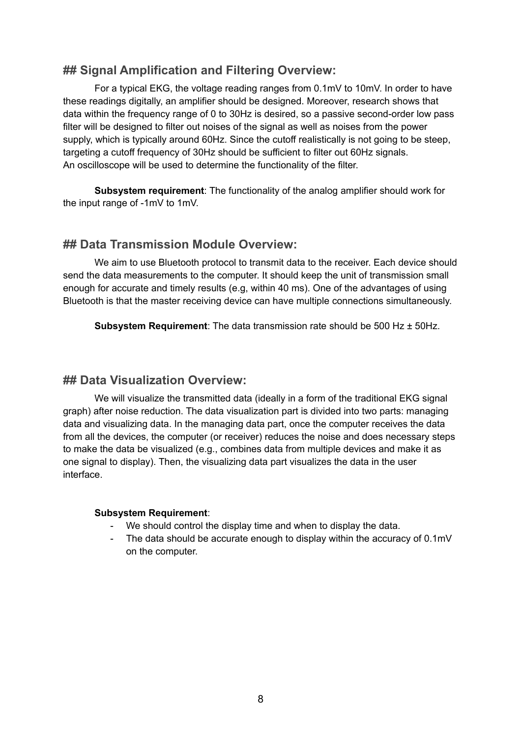## Signal Amplification and Filtering Overview:

For a typical EKG, the voltage reading ranges from 0.1mV to 10mV. In order to have these readings digitally, an amplifier should be designed. Moreover, research shows that data within the frequency range of 0 to 30Hz is desired, so a passive second-order low pass filter will be designed to filter out noises of the signal as well as noises from the power supply, which is typically around 60Hz. Since the cutoff realistically is not going to be steep, targeting a cutoff frequency of 30Hz should be sufficient to filter out 60Hz signals.
An oscilloscope will be used to determine the functionality of the filter.

**Subsystem requirement**: The functionality of the analog amplifier should work for the input range of -1mV to 1mV.

## Data Transmission Module Overview:

We aim to use Bluetooth protocol to transmit data to the receiver. Each device should send the data measurements to the computer. It should keep the unit of transmission small enough for accurate and timely results (e.g, within 40 ms). One of the advantages of using Bluetooth is that the master receiving device can have multiple connections simultaneously.

**Subsystem Requirement**: The data transmission rate should be 500 Hz ± 50Hz.

## Data Visualization Overview:

We will visualize the transmitted data (ideally in a form of the traditional EKG signal graph) after noise reduction. The data visualization part is divided into two parts: managing data and visualizing data. In the managing data part, once the computer receives the data from all the devices, the computer (or receiver) reduces the noise and does necessary steps to make the data be visualized (e.g., combines data from multiple devices and make it as one signal to display). Then, the visualizing data part visualizes the data in the user interface.

**Subsystem Requirement**:

- We should control the display time and when to display the data.
- The data should be accurate enough to display within the accuracy of 0.1mV on the computer.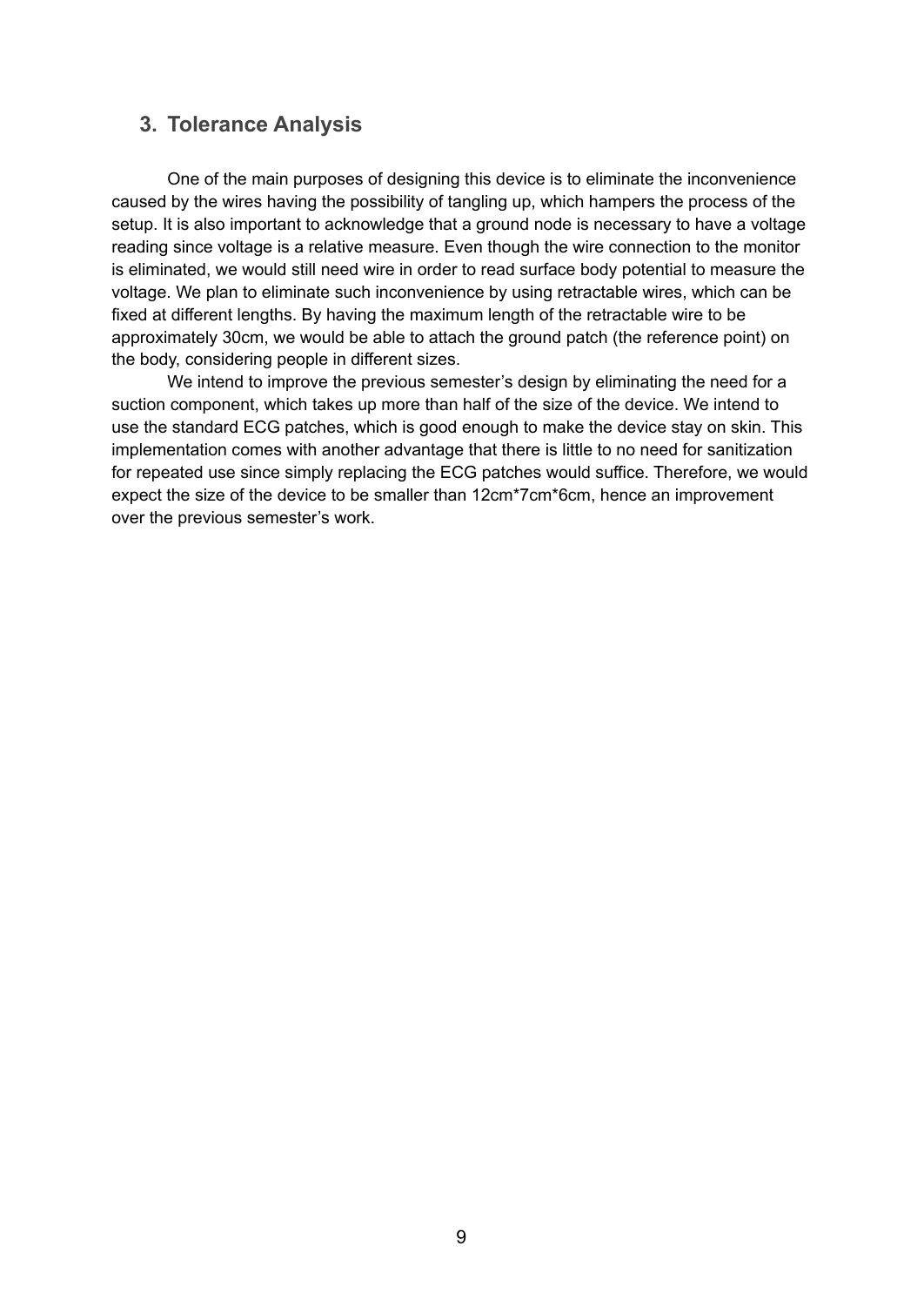## 3. Tolerance Analysis

One of the main purposes of designing this device is to eliminate the inconvenience caused by the wires having the possibility of tangling up, which hampers the process of the setup. It is also important to acknowledge that a ground node is necessary to have a voltage reading since voltage is a relative measure. Even though the wire connection to the monitor is eliminated, we would still need wire in order to read surface body potential to measure the voltage. We plan to eliminate such inconvenience by using retractable wires, which can be fixed at different lengths. By having the maximum length of the retractable wire to be approximately 30cm, we would be able to attach the ground patch (the reference point) on the body, considering people in different sizes.

We intend to improve the previous semester's design by eliminating the need for a suction component, which takes up more than half of the size of the device. We intend to use the standard ECG patches, which is good enough to make the device stay on skin. This implementation comes with another advantage that there is little to no need for sanitization for repeated use since simply replacing the ECG patches would suffice. Therefore, we would expect the size of the device to be smaller than 12cm*7cm*6cm, hence an improvement over the previous semester's work.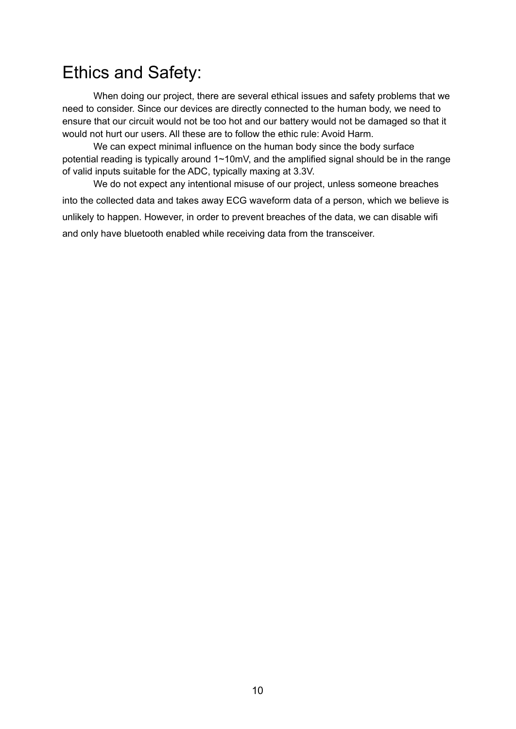# Ethics and Safety:

When doing our project, there are several ethical issues and safety problems that we need to consider. Since our devices are directly connected to the human body, we need to ensure that our circuit would not be too hot and our battery would not be damaged so that it would not hurt our users. All these are to follow the ethic rule: Avoid Harm.

We can expect minimal influence on the human body since the body surface potential reading is typically around 1~10mV, and the amplified signal should be in the range of valid inputs suitable for the ADC, typically maxing at 3.3V.

We do not expect any intentional misuse of our project, unless someone breaches into the collected data and takes away ECG waveform data of a person, which we believe is unlikely to happen. However, in order to prevent breaches of the data, we can disable wifi and only have bluetooth enabled while receiving data from the transceiver.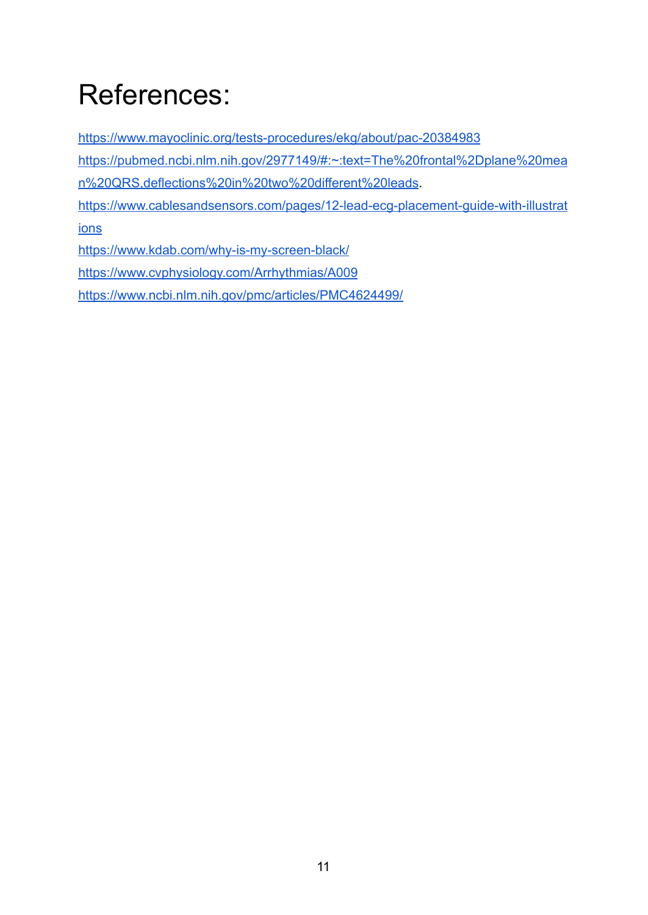# References:

https://www.mayoclinic.org/tests-procedures/ekg/about/pac-20384983

https://pubmed.ncbi.nlm.nih.gov/2977149/#:~:text=The%20frontal%2Dplane%20mean%20QRS,deflections%20in%20two%20different%20leads.

https://www.cablesandsensors.com/pages/12-lead-ecg-placement-guide-with-illustrations

https://www.kdab.com/why-is-my-screen-black/

https://www.cvphysiology.com/Arrhythmias/A009

https://www.ncbi.nlm.nih.gov/pmc/articles/PMC4624499/